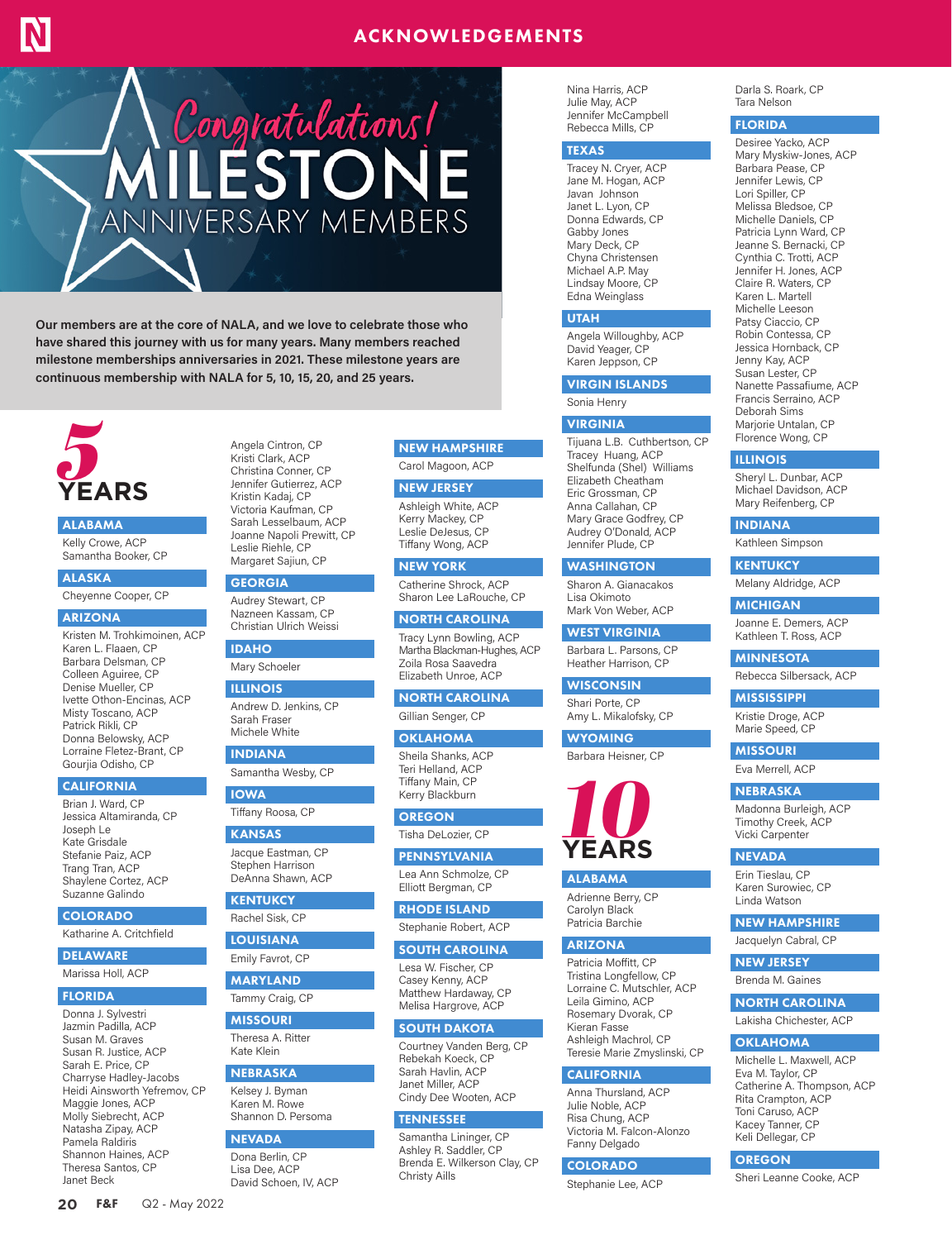## ACKNOWLEDGEMENTS

# Congratulations! MILESTONE ANNIVERSARY MEMBERS

**Our members are at the core of NALA, and we love to celebrate those who have shared this journey with us for many years. Many members reached milestone memberships anniversaries in 2021. These milestone years are continuous membership with NALA for 5, 10, 15, 20, and 25 years.**

## 5 YEARS

### ALABAMA
Kelly Crowe, ACP
Samantha Booker, CP

### ALASKA
Cheyenne Cooper, CP

### ARIZONA
Kristen M. Trohkimoinen, ACP
Karen L. Flaaen, CP
Barbara Delsman, CP
Colleen Aguiree, CP
Denise Mueller, CP
Ivette Othon-Encinas, ACP
Misty Toscano, ACP
Patrick Rikli, CP
Donna Belowsky, ACP
Lorraine Fletez-Brant, CP
Gourjia Odisho, CP

### CALIFORNIA
Brian J. Ward, CP
Jessica Altamiranda, CP
Joseph Le
Kate Grisdale
Stefanie Paiz, ACP
Trang Tran, ACP
Shaylene Cortez, ACP
Suzanne Galindo

### COLORADO
Katharine A. Critchfield

### DELAWARE
Marissa Holl, ACP

### FLORIDA
Donna J. Sylvestri
Jazmin Padilla, ACP
Susan M. Graves
Susan R. Justice, ACP
Sarah E. Price, CP
Charryse Hadley-Jacobs
Heidi Ainsworth Yefremov, CP
Maggie Jones, ACP
Molly Siebrecht, ACP
Natasha Zipay, ACP
Pamela Raldiris
Shannon Haines, ACP
Theresa Santos, CP
Janet Beck
Angela Cintron, CP
Kristi Clark, ACP
Christina Conner, CP
Jennifer Gutierrez, ACP
Kristin Kadaj, CP
Victoria Kaufman, CP
Sarah Lesselbaum, ACP
Joanne Napoli Prewitt, CP
Leslie Riehle, CP
Margaret Sajiun, CP

### GEORGIA
Audrey Stewart, CP
Nazneen Kassam, CP
Christian Ulrich Weissi

### IDAHO
Mary Schoeler

### ILLINOIS
Andrew D. Jenkins, CP
Sarah Fraser
Michele White

### INDIANA
Samantha Wesby, CP

### IOWA
Tiffany Roosa, CP

### KANSAS
Jacque Eastman, CP
Stephen Harrison
DeAnna Shawn, ACP

### KENTUCKY
Rachel Sisk, CP

### LOUISIANA
Emily Favrot, CP

### MARYLAND
Tammy Craig, CP

### MISSOURI
Theresa A. Ritter
Kate Klein

### NEBRASKA
Kelsey J. Byman
Karen M. Rowe
Shannon D. Persoma

### NEVADA
Dona Berlin, CP
Lisa Dee, ACP
David Schoen, IV, ACP

### NEW HAMPSHIRE
Carol Magoon, ACP

### NEW JERSEY
Ashleigh White, ACP
Kerry Mackey, CP
Leslie DeJesus, CP
Tiffany Wong, ACP

### NEW YORK
Catherine Shrock, ACP
Sharon Lee LaRouche, CP

### NORTH CAROLINA
Tracy Lynn Bowling, ACP
Martha Blackman-Hughes, ACP
Zoila Rosa Saavedra
Elizabeth Unroe, ACP

### NORTH CAROLINA
Gillian Senger, CP

### OKLAHOMA
Sheila Shanks, ACP
Teri Helland, ACP
Tiffany Main, CP
Kerry Blackburn

### OREGON
Tisha DeLozier, CP

### PENNSYLVANIA
Lea Ann Schmolze, CP
Elliott Bergman, CP

### RHODE ISLAND
Stephanie Robert, ACP

### SOUTH CAROLINA
Lesa W. Fischer, CP
Casey Kenny, ACP
Matthew Hardaway, CP
Melisa Hargrove, ACP

### SOUTH DAKOTA
Courtney Vanden Berg, CP
Rebekah Koeck, CP
Sarah Havlin, ACP
Janet Miller, ACP
Cindy Dee Wooten, ACP

### TENNESSEE
Samantha Lininger, CP
Ashley R. Saddler, CP
Brenda E. Wilkerson Clay, CP
Christy Aills
Nina Harris, ACP
Julie May, ACP
Jennifer McCampbell
Rebecca Mills, CP

### TEXAS
Tracey N. Cryer, ACP
Jane M. Hogan, ACP
Javan Johnson
Janet L. Lyon, CP
Donna Edwards, CP
Gabby Jones
Mary Deck, CP
Chyna Christensen
Michael A.P. May
Lindsay Moore, CP
Edna Weinglass

### UTAH
Angela Willoughby, ACP
David Yeager, CP
Karen Jeppson, CP

### VIRGIN ISLANDS
Sonia Henry

### VIRGINIA
Tijuana L.B. Cuthbertson, CP
Tracey Huang, ACP
Shelfunda (Shel) Williams
Elizabeth Cheatham
Eric Grossman, CP
Anna Callahan, CP
Mary Grace Godfrey, CP
Audrey O'Donald, ACP
Jennifer Plude, CP

### WASHINGTON
Sharon A. Gianacakos
Lisa Okimoto
Mark Von Weber, ACP

### WEST VIRGINIA
Barbara L. Parsons, CP
Heather Harrison, CP

### WISCONSIN
Shari Porte, CP
Amy L. Mikalofsky, CP

### WYOMING
Barbara Heisner, CP

## 10 YEARS

### ALABAMA
Adrienne Berry, CP
Carolyn Black
Patricia Barchie

### ARIZONA
Patricia Moffitt, CP
Tristina Longfellow, CP
Lorraine C. Mutschler, ACP
Leila Gimino, ACP
Rosemary Dvorak, CP
Kieran Fasse
Ashleigh Machrol, CP
Teresie Marie Zmyslinski, CP

### CALIFORNIA
Anna Thursland, ACP
Julie Noble, ACP
Risa Chung, ACP
Victoria M. Falcon-Alonzo
Fanny Delgado

### COLORADO
Stephanie Lee, ACP
Darla S. Roark, CP
Tara Nelson

### FLORIDA
Desiree Yacko, ACP
Mary Myskiw-Jones, ACP
Barbara Pease, CP
Jennifer Lewis, CP
Lori Spiller, CP
Melissa Bledsoe, CP
Michelle Daniels, CP
Patricia Lynn Ward, CP
Jeanne S. Bernacki, CP
Cynthia C. Trotti, ACP
Jennifer H. Jones, ACP
Claire R. Waters, CP
Karen L. Martell
Michelle Leeson
Patsy Ciaccio, CP
Robin Contessa, CP
Jessica Hornback, CP
Jenny Kay, ACP
Susan Lester, CP
Nanette Passafiume, ACP
Francis Serraino, ACP
Deborah Sims
Marjorie Untalan, CP
Florence Wong, CP

### ILLINOIS
Sheryl L. Dunbar, ACP
Michael Davidson, ACP
Mary Reifenberg, CP

### INDIANA
Kathleen Simpson

### KENTUCKY
Melany Aldridge, ACP

### MICHIGAN
Joanne E. Demers, ACP
Kathleen T. Ross, ACP

### MINNESOTA
Rebecca Silbersack, ACP

### MISSISSIPPI
Kristie Droge, ACP
Marie Speed, CP

### MISSOURI
Eva Merrell, ACP

### NEBRASKA
Madonna Burleigh, ACP
Timothy Creek, ACP
Vicki Carpenter

### NEVADA
Erin Tieslau, CP
Karen Surowiec, CP
Linda Watson

### NEW HAMPSHIRE
Jacquelyn Cabral, CP

### NEW JERSEY
Brenda M. Gaines

### NORTH CAROLINA
Lakisha Chichester, ACP

### OKLAHOMA
Michelle L. Maxwell, ACP
Eva M. Taylor, CP
Catherine A. Thompson, ACP
Rita Crampton, ACP
Toni Caruso, ACP
Kacey Tanner, CP
Keli Dellegar, CP

### OREGON
Sheri Leanne Cooke, ACP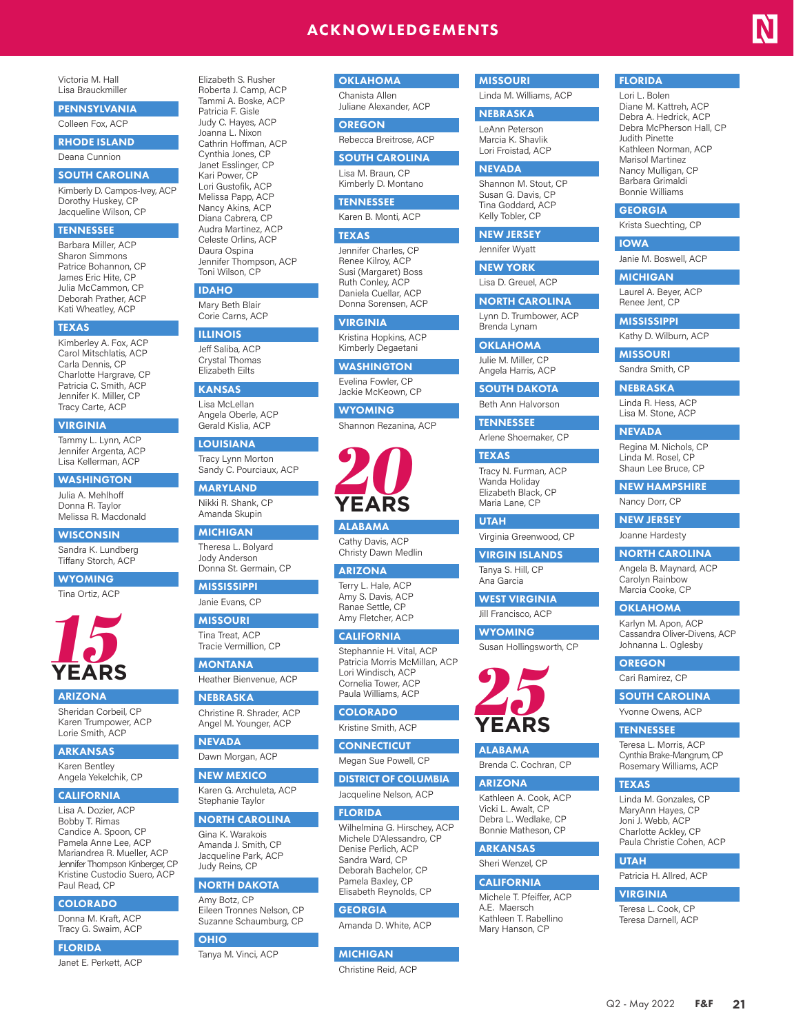# ACKNOWLEDGEMENTS

Victoria M. Hall
Lisa Brauckmiller

### PENNSYLVANIA
Colleen Fox, ACP

### RHODE ISLAND
Deana Cunnion

### SOUTH CAROLINA
Kimberly D. Campos-Ivey, ACP
Dorothy Huskey, CP
Jacqueline Wilson, CP

### TENNESSEE
Barbara Miller, ACP
Sharon Simmons
Patrice Bohannon, CP
James Eric Hite, CP
Julia McCammon, CP
Deborah Prather, ACP
Kati Wheatley, ACP

### TEXAS
Kimberley A. Fox, ACP
Carol Mitschlatis, ACP
Carla Dennis, CP
Charlotte Hargrave, CP
Patricia C. Smith, ACP
Jennifer K. Miller, CP
Tracy Carte, ACP

### VIRGINIA
Tammy L. Lynn, ACP
Jennifer Argenta, ACP
Lisa Kellerman, ACP

### WASHINGTON
Julia A. Mehlhoff
Donna R. Taylor
Melissa R. Macdonald

### WISCONSIN
Sandra K. Lundberg
Tiffany Storch, ACP

### WYOMING
Tina Ortiz, ACP

## 15 YEARS

### ARIZONA
Sheridan Corbeil, CP
Karen Trumpower, ACP
Lorie Smith, ACP

### ARKANSAS
Karen Bentley
Angela Yekelchik, CP

### CALIFORNIA
Lisa A. Dozier, ACP
Bobby T. Rimas
Candice A. Spoon, CP
Pamela Anne Lee, ACP
Mariandrea R. Mueller, ACP
Jennifer Thompson Kinberger, CP
Kristine Custodio Suero, ACP
Paul Read, CP

### COLORADO
Donna M. Kraft, ACP
Tracy G. Swaim, ACP

### FLORIDA
Janet E. Perkett, ACP
Elizabeth S. Rusher
Roberta J. Camp, ACP
Tammi A. Boske, ACP
Patricia F. Gisle
Judy C. Hayes, ACP
Joanna L. Nixon
Cathrin Hoffman, ACP
Cynthia Jones, CP
Janet Esslinger, CP
Kari Power, CP
Lori Gustofik, ACP
Melissa Papp, ACP
Nancy Akins, ACP
Diana Cabrera, CP
Audra Martinez, ACP
Celeste Orlins, ACP
Daura Ospina
Jennifer Thompson, ACP
Toni Wilson, CP

### IDAHO
Mary Beth Blair
Corie Carns, ACP

### ILLINOIS
Jeff Saliba, ACP
Crystal Thomas
Elizabeth Eilts

### KANSAS
Lisa McLellan
Angela Oberle, ACP
Gerald Kislia, ACP

### LOUISIANA
Tracy Lynn Morton
Sandy C. Pourciaux, ACP

### MARYLAND
Nikki R. Shank, CP
Amanda Skupin

### MICHIGAN
Theresa L. Bolyard
Jody Anderson
Donna St. Germain, CP

### MISSISSIPPI
Janie Evans, CP

### MISSOURI
Tina Treat, ACP
Tracie Vermillion, CP

### MONTANA
Heather Bienvenue, ACP

### NEBRASKA
Christine R. Shrader, ACP
Angel M. Younger, ACP

### NEVADA
Dawn Morgan, ACP

### NEW MEXICO
Karen G. Archuleta, ACP
Stephanie Taylor

### NORTH CAROLINA
Gina K. Warakois
Amanda J. Smith, CP
Jacqueline Park, ACP
Judy Reins, CP

### NORTH DAKOTA
Amy Botz, CP
Eileen Tronnes Nelson, CP
Suzanne Schaumburg, CP

### OHIO
Tanya M. Vinci, ACP

### OKLAHOMA
Chanista Allen
Juliane Alexander, ACP

### OREGON
Rebecca Breitrose, ACP

### SOUTH CAROLINA
Lisa M. Braun, CP
Kimberly D. Montano

### TENNESSEE
Karen B. Monti, ACP

### TEXAS
Jennifer Charles, CP
Renee Kilroy, ACP
Susi (Margaret) Boss
Ruth Conley, ACP
Daniela Cuellar, ACP
Donna Sorensen, ACP

### VIRGINIA
Kristina Hopkins, ACP
Kimberly Degaetani

### WASHINGTON
Evelina Fowler, CP
Jackie McKeown, CP

### WYOMING
Shannon Rezanina, ACP

## 20 YEARS

### ALABAMA
Cathy Davis, ACP
Christy Dawn Medlin

### ARIZONA
Terry L. Hale, ACP
Amy S. Davis, ACP
Ranae Settle, CP
Amy Fletcher, ACP

### CALIFORNIA
Stephannie H. Vital, ACP
Patricia Morris McMillan, ACP
Lori Windisch, ACP
Cornelia Tower, ACP
Paula Williams, ACP

### COLORADO
Kristine Smith, ACP

### CONNECTICUT
Megan Sue Powell, CP

### DISTRICT OF COLUMBIA
Jacqueline Nelson, ACP

### FLORIDA
Wilhelmina G. Hirschey, ACP
Michele D'Alessandro, CP
Denise Perlich, ACP
Sandra Ward, CP
Deborah Bachelor, CP
Pamela Baxley, CP
Elisabeth Reynolds, CP

### GEORGIA
Amanda D. White, ACP

### MICHIGAN
Christine Reid, ACP

### MISSOURI
Linda M. Williams, ACP

### NEBRASKA
LeAnn Peterson
Marcia K. Shavlik
Lori Froistad, ACP

### NEVADA
Shannon M. Stout, CP
Susan G. Davis, CP
Tina Goddard, ACP
Kelly Tobler, CP

### NEW JERSEY
Jennifer Wyatt

### NEW YORK
Lisa D. Greuel, ACP

### NORTH CAROLINA
Lynn D. Trumbower, ACP
Brenda Lynam

### OKLAHOMA
Julie M. Miller, CP
Angela Harris, ACP

### SOUTH DAKOTA
Beth Ann Halvorson

### TENNESSEE
Arlene Shoemaker, CP

### TEXAS
Tracy N. Furman, ACP
Wanda Holiday
Elizabeth Black, CP
Maria Lane, CP

### UTAH
Virginia Greenwood, CP

### VIRGIN ISLANDS
Tanya S. Hill, CP
Ana Garcia

### WEST VIRGINIA
Jill Francisco, ACP

### WYOMING
Susan Hollingsworth, CP

## 25 YEARS

### ALABAMA
Brenda C. Cochran, CP

### ARIZONA
Kathleen A. Cook, ACP
Vicki L. Awalt, CP
Debra L. Wedlake, CP
Bonnie Matheson, CP

### ARKANSAS
Sheri Wenzel, CP

### CALIFORNIA
Michele T. Pfeiffer, ACP
A.E. Maersch
Kathleen T. Rabellino
Mary Hanson, CP

### FLORIDA
Lori L. Bolen
Diane M. Kattreh, ACP
Debra A. Hedrick, ACP
Debra McPherson Hall, CP
Judith Pinette
Kathleen Norman, ACP
Marisol Martinez
Nancy Mulligan, CP
Barbara Grimaldi
Bonnie Williams

### GEORGIA
Krista Suechting, CP

### IOWA
Janie M. Boswell, ACP

### MICHIGAN
Laurel A. Beyer, ACP
Renee Jent, CP

### MISSISSIPPI
Kathy D. Wilburn, ACP

### MISSOURI
Sandra Smith, CP

### NEBRASKA
Linda R. Hess, ACP
Lisa M. Stone, ACP

### NEVADA
Regina M. Nichols, CP
Linda M. Rosel, CP
Shaun Lee Bruce, CP

### NEW HAMPSHIRE
Nancy Dorr, CP

### NEW JERSEY
Joanne Hardesty

### NORTH CAROLINA
Angela B. Maynard, ACP
Carolyn Rainbow
Marcia Cooke, CP

### OKLAHOMA
Karlyn M. Apon, ACP
Cassandra Oliver-Divens, ACP
Johnnana L. Oglesby

### OREGON
Cari Ramirez, CP

### SOUTH CAROLINA
Yvonne Owens, ACP

### TENNESSEE
Teresa L. Morris, ACP
Cynthia Brake-Mangrum, CP
Rosemary Williams, ACP

### TEXAS
Linda M. Gonzales, CP
MaryAnn Hayes, CP
Joni J. Webb, ACP
Charlotte Ackley, CP
Paula Christie Cohen, ACP

### UTAH
Patricia H. Allred, ACP

### VIRGINIA
Teresa L. Cook, CP
Teresa Darnell, ACP